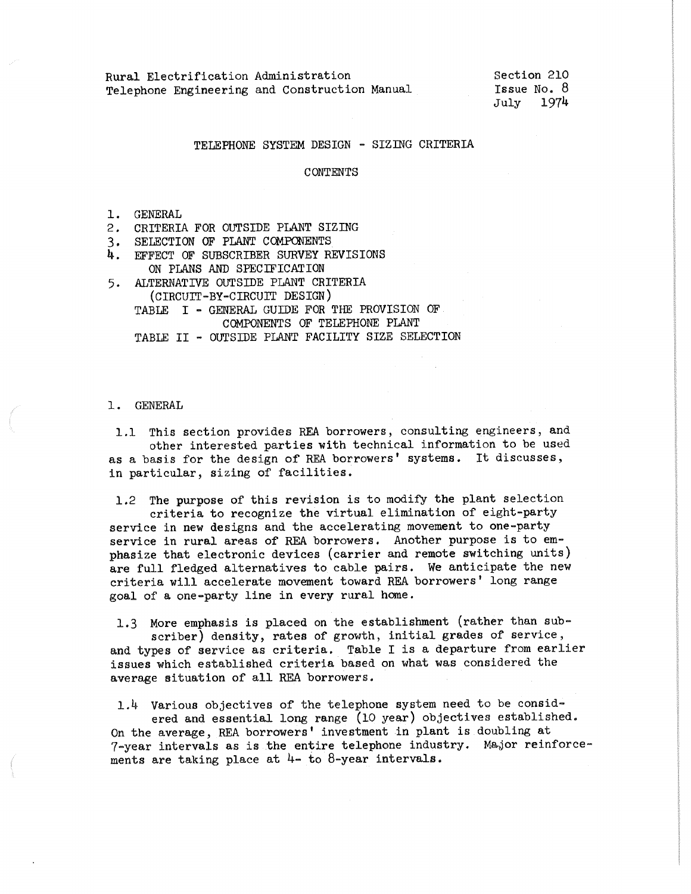Rural Electrification Administration
Telephone Engineering and Construction Manual

Section 210
Issue No. 8
July 1974

# TELEPHONE SYSTEM DESIGN - SIZING CRITERIA

## CONTENTS

1. GENERAL
2. CRITERIA FOR OUTSIDE PLANT SIZING
3. SELECTION OF PLANT COMPONENTS
4. EFFECT OF SUBSCRIBER SURVEY REVISIONS ON PLANS AND SPECIFICATION
5. ALTERNATIVE OUTSIDE PLANT CRITERIA (CIRCUIT-BY-CIRCUIT DESIGN)

TABLE I - GENERAL GUIDE FOR THE PROVISION OF COMPONENTS OF TELEPHONE PLANT

TABLE II - OUTSIDE PLANT FACILITY SIZE SELECTION

## 1. GENERAL

1.1 This section provides REA borrowers, consulting engineers, and other interested parties with technical information to be used as a basis for the design of REA borrowers' systems. It discusses, in particular, sizing of facilities.

1.2 The purpose of this revision is to modify the plant selection criteria to recognize the virtual elimination of eight-party service in new designs and the accelerating movement to one-party service in rural areas of REA borrowers. Another purpose is to emphasize that electronic devices (carrier and remote switching units) are full fledged alternatives to cable pairs. We anticipate the new criteria will accelerate movement toward REA borrowers' long range goal of a one-party line in every rural home.

1.3 More emphasis is placed on the establishment (rather than subscriber) density, rates of growth, initial grades of service, and types of service as criteria. Table I is a departure from earlier issues which established criteria based on what was considered the average situation of all REA borrowers.

1.4 Various objectives of the telephone system need to be considered and essential long range (10 year) objectives established. On the average, REA borrowers' investment in plant is doubling at 7-year intervals as is the entire telephone industry. Major reinforcements are taking place at 4- to 8-year intervals.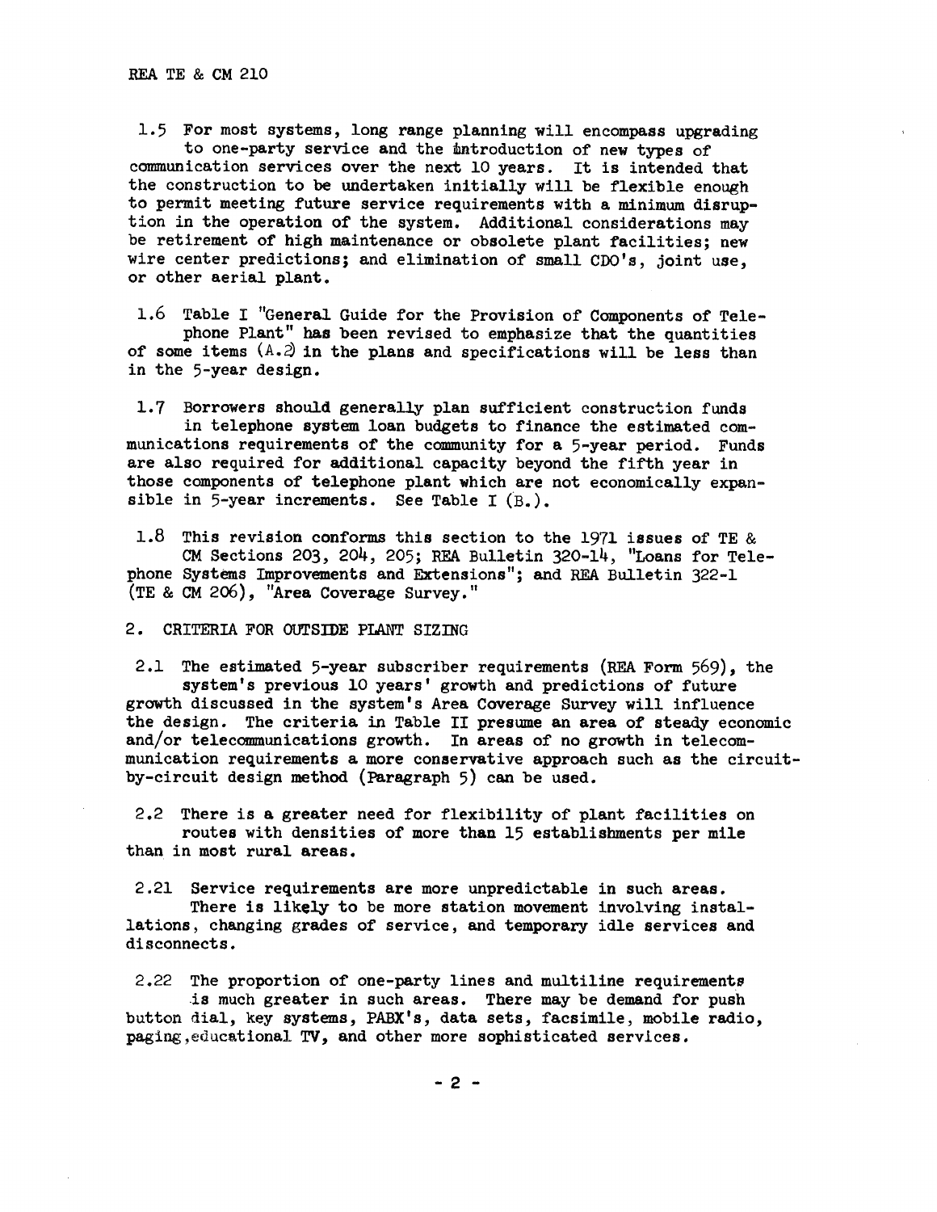1.5 For most systems, long range planning will encompass upgrading to one-party service and the introduction of new types of communication services over the next 10 years. It is intended that the construction to be undertaken initially will be flexible enough to permit meeting future service requirements with a minimum disruption in the operation of the system. Additional considerations may be retirement of high maintenance or obsolete plant facilities; new wire center predictions; and elimination of small CDO's, joint use, or other aerial plant.

1.6 Table I "General Guide for the Provision of Components of Telephone Plant" has been revised to emphasize that the quantities of some items (A.2) in the plans and specifications will be less than in the 5-year design.

1.7 Borrowers should generally plan sufficient construction funds in telephone system loan budgets to finance the estimated communications requirements of the community for a 5-year period. Funds are also required for additional capacity beyond the fifth year in those components of telephone plant which are not economically expansible in 5-year increments. See Table I (B.).

1.8 This revision conforms this section to the 1971 issues of TE & CM Sections 203, 204, 205; REA Bulletin 320-14, "Loans for Telephone Systems Improvements and Extensions"; and REA Bulletin 322-1 (TE & CM 206), "Area Coverage Survey."

## 2. CRITERIA FOR OUTSIDE PLANT SIZING

2.1 The estimated 5-year subscriber requirements (REA Form 569), the system's previous 10 years' growth and predictions of future growth discussed in the system's Area Coverage Survey will influence the design. The criteria in Table II presume an area of steady economic and/or telecommunications growth. In areas of no growth in telecommunication requirements a more conservative approach such as the circuit-by-circuit design method (Paragraph 5) can be used.

2.2 There is a greater need for flexibility of plant facilities on routes with densities of more than 15 establishments per mile than in most rural areas.

2.21 Service requirements are more unpredictable in such areas. There is likely to be more station movement involving installations, changing grades of service, and temporary idle services and disconnects.

2.22 The proportion of one-party lines and multiline requirements is much greater in such areas. There may be demand for push button dial, key systems, PABX's, data sets, facsimile, mobile radio, paging, educational TV, and other more sophisticated services.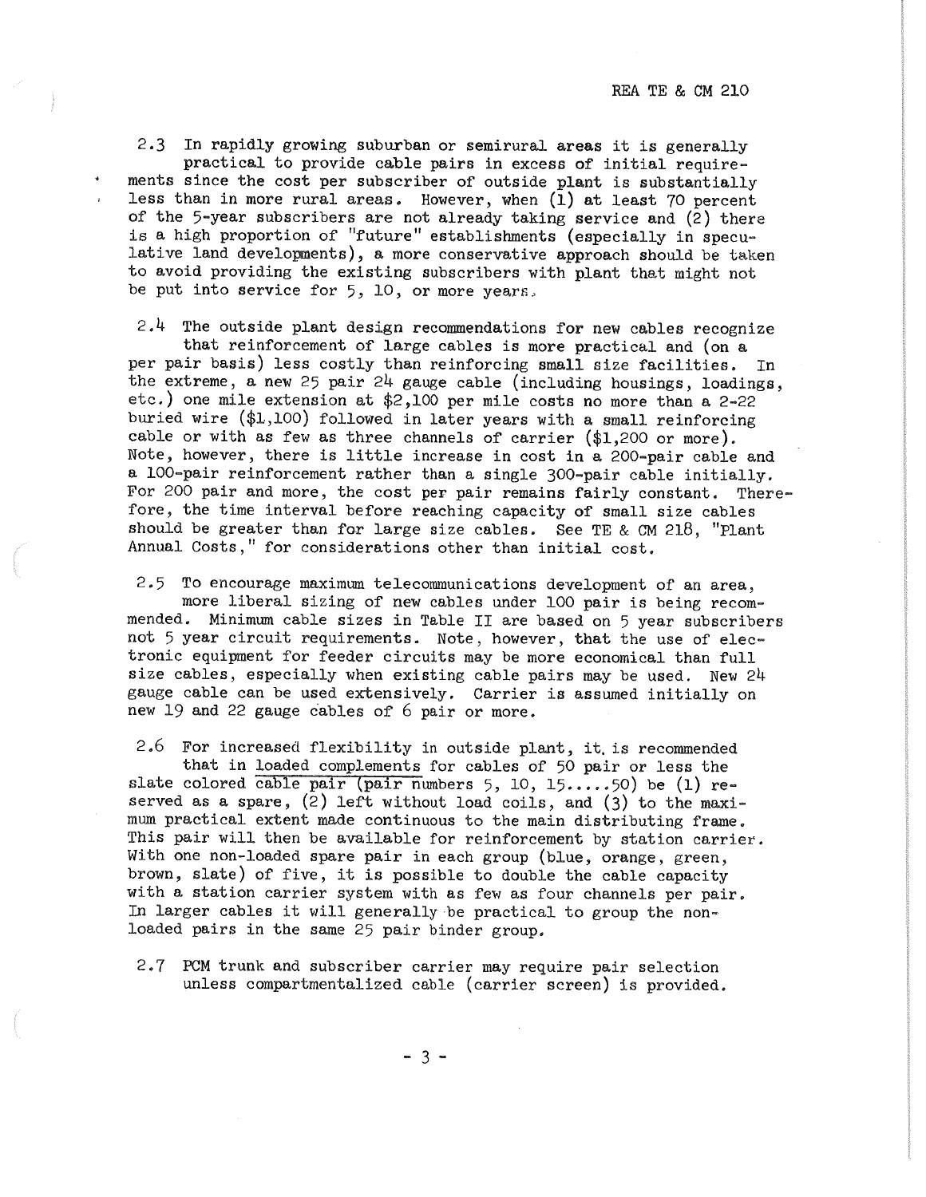2.3 In rapidly growing suburban or semirural areas it is generally practical to provide cable pairs in excess of initial requirements since the cost per subscriber of outside plant is substantially less than in more rural areas. However, when (1) at least 70 percent of the 5-year subscribers are not already taking service and (2) there is a high proportion of "future" establishments (especially in speculative land developments), a more conservative approach should be taken to avoid providing the existing subscribers with plant that might not be put into service for 5, 10, or more years.

2.4 The outside plant design recommendations for new cables recognize that reinforcement of large cables is more practical and (on a per pair basis) less costly than reinforcing small size facilities. In the extreme, a new 25 pair 24 gauge cable (including housings, loadings, etc.) one mile extension at $2,100 per mile costs no more than a 2-22 buried wire ($1,100) followed in later years with a small reinforcing cable or with as few as three channels of carrier ($1,200 or more). Note, however, there is little increase in cost in a 200-pair cable and a 100-pair reinforcement rather than a single 300-pair cable initially. For 200 pair and more, the cost per pair remains fairly constant. Therefore, the time interval before reaching capacity of small size cables should be greater than for large size cables. See TE & CM 218, "Plant Annual Costs," for considerations other than initial cost.

2.5 To encourage maximum telecommunications development of an area, more liberal sizing of new cables under 100 pair is being recommended. Minimum cable sizes in Table II are based on 5 year subscribers not 5 year circuit requirements. Note, however, that the use of electronic equipment for feeder circuits may be more economical than full size cables, especially when existing cable pairs may be used. New 24 gauge cable can be used extensively. Carrier is assumed initially on new 19 and 22 gauge cables of 6 pair or more.

2.6 For increased flexibility in outside plant, it is recommended that in loaded complements for cables of 50 pair or less the slate colored cable pair (pair numbers 5, 10, 15....50) be (1) reserved as a spare, (2) left without load coils, and (3) to the maximum practical extent made continuous to the main distributing frame. This pair will then be available for reinforcement by station carrier. With one non-loaded spare pair in each group (blue, orange, green, brown, slate) of five, it is possible to double the cable capacity with a station carrier system with as few as four channels per pair. In larger cables it will generally be practical to group the non-loaded pairs in the same 25 pair binder group.

2.7 PCM trunk and subscriber carrier may require pair selection unless compartmentalized cable (carrier screen) is provided.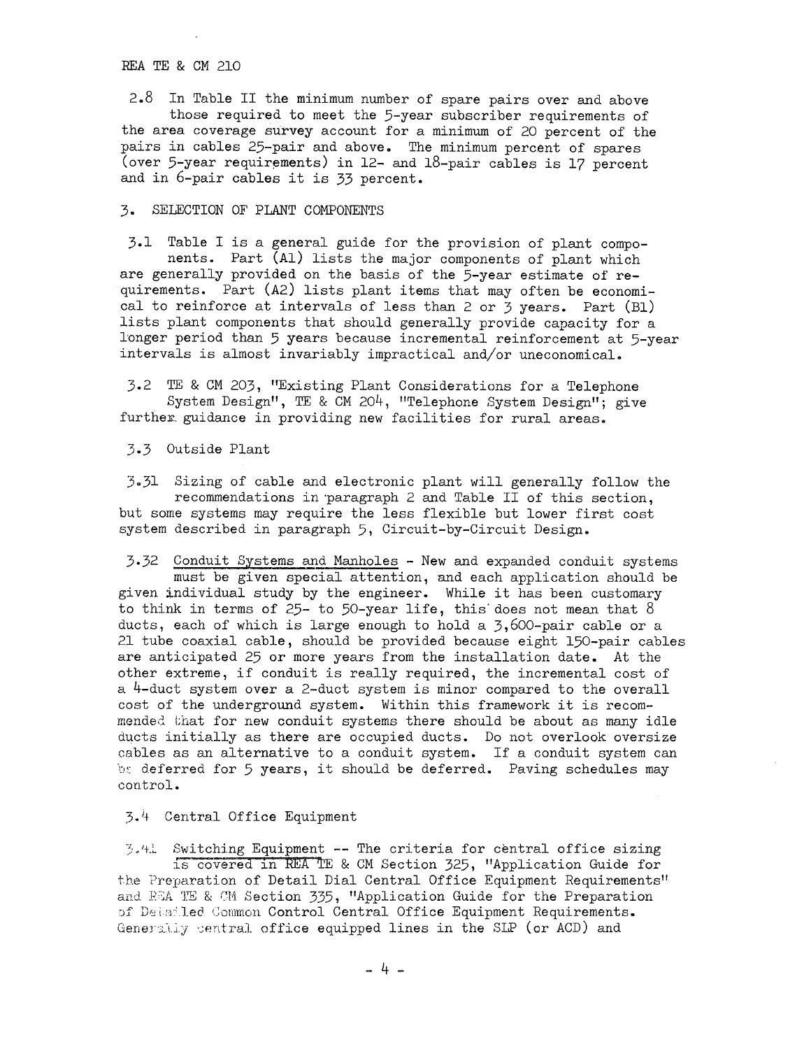2.8 In Table II the minimum number of spare pairs over and above those required to meet the 5-year subscriber requirements of the area coverage survey account for a minimum of 20 percent of the pairs in cables 25-pair and above. The minimum percent of spares (over 5-year requirements) in 12- and 18-pair cables is 17 percent and in 6-pair cables it is 33 percent.

## 3. SELECTION OF PLANT COMPONENTS

3.1 Table I is a general guide for the provision of plant components. Part (A1) lists the major components of plant which are generally provided on the basis of the 5-year estimate of requirements. Part (A2) lists plant items that may often be economical to reinforce at intervals of less than 2 or 3 years. Part (B1) lists plant components that should generally provide capacity for a longer period than 5 years because incremental reinforcement at 5-year intervals is almost invariably impractical and/or uneconomical.

3.2 TE & CM 203, "Existing Plant Considerations for a Telephone System Design", TE & CM 204, "Telephone System Design"; give further guidance in providing new facilities for rural areas.

3.3 Outside Plant

3.31 Sizing of cable and electronic plant will generally follow the recommendations in paragraph 2 and Table II of this section, but some systems may require the less flexible but lower first cost system described in paragraph 5, Circuit-by-Circuit Design.

3.32 Conduit Systems and Manholes - New and expanded conduit systems must be given special attention, and each application should be given individual study by the engineer. While it has been customary to think in terms of 25- to 50-year life, this does not mean that 8 ducts, each of which is large enough to hold a 3,600-pair cable or a 21 tube coaxial cable, should be provided because eight 150-pair cables are anticipated 25 or more years from the installation date. At the other extreme, if conduit is really required, the incremental cost of a 4-duct system over a 2-duct system is minor compared to the overall cost of the underground system. Within this framework it is recommended that for new conduit systems there should be about as many idle ducts initially as there are occupied ducts. Do not overlook oversize cables as an alternative to a conduit system. If a conduit system can be deferred for 5 years, it should be deferred. Paving schedules may control.

3.4 Central Office Equipment

3.41 Switching Equipment -- The criteria for central office sizing is covered in REA TE & CM Section 325, "Application Guide for the Preparation of Detail Dial Central Office Equipment Requirements" and REA TE & CM Section 335, "Application Guide for the Preparation of Detailed Common Control Central Office Equipment Requirements. Generally central office equipped lines in the SLP (or ACD) and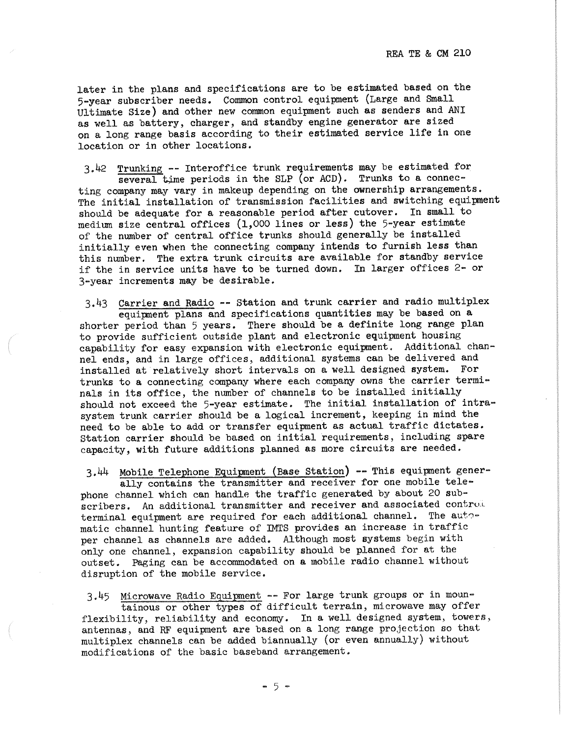later in the plans and specifications are to be estimated based on the 5-year subscriber needs. Common control equipment (Large and Small Ultimate Size) and other new common equipment such as senders and ANI as well as battery, charger, and standby engine generator are sized on a long range basis according to their estimated service life in one location or in other locations.

3.42 Trunking -- Interoffice trunk requirements may be estimated for several time periods in the SLP (or ACD). Trunks to a connecting company may vary in makeup depending on the ownership arrangements. The initial installation of transmission facilities and switching equipment should be adequate for a reasonable period after cutover. In small to medium size central offices (1,000 lines or less) the 5-year estimate of the number of central office trunks should generally be installed initially even when the connecting company intends to furnish less than this number. The extra trunk circuits are available for standby service if the in service units have to be turned down. In larger offices 2- or 3-year increments may be desirable.

3.43 Carrier and Radio -- Station and trunk carrier and radio multiplex equipment plans and specifications quantities may be based on a shorter period than 5 years. There should be a definite long range plan to provide sufficient outside plant and electronic equipment housing capability for easy expansion with electronic equipment. Additional channel ends, and in large offices, additional systems can be delivered and installed at relatively short intervals on a well designed system. For trunks to a connecting company where each company owns the carrier terminals in its office, the number of channels to be installed initially should not exceed the 5-year estimate. The initial installation of intrasystem trunk carrier should be a logical increment, keeping in mind the need to be able to add or transfer equipment as actual traffic dictates. Station carrier should be based on initial requirements, including spare capacity, with future additions planned as more circuits are needed.

3.44 Mobile Telephone Equipment (Base Station) -- This equipment generally contains the transmitter and receiver for one mobile telephone channel which can handle the traffic generated by about 20 subscribers. An additional transmitter and receiver and associated control terminal equipment are required for each additional channel. The automatic channel hunting feature of IMTS provides an increase in traffic per channel as channels are added. Although most systems begin with only one channel, expansion capability should be planned for at the outset. Paging can be accommodated on a mobile radio channel without disruption of the mobile service.

3.45 Microwave Radio Equipment -- For large trunk groups or in mountainous or other types of difficult terrain, microwave may offer flexibility, reliability and economy. In a well designed system, towers, antennas, and RF equipment are based on a long range projection so that multiplex channels can be added biannually (or even annually) without modifications of the basic baseband arrangement.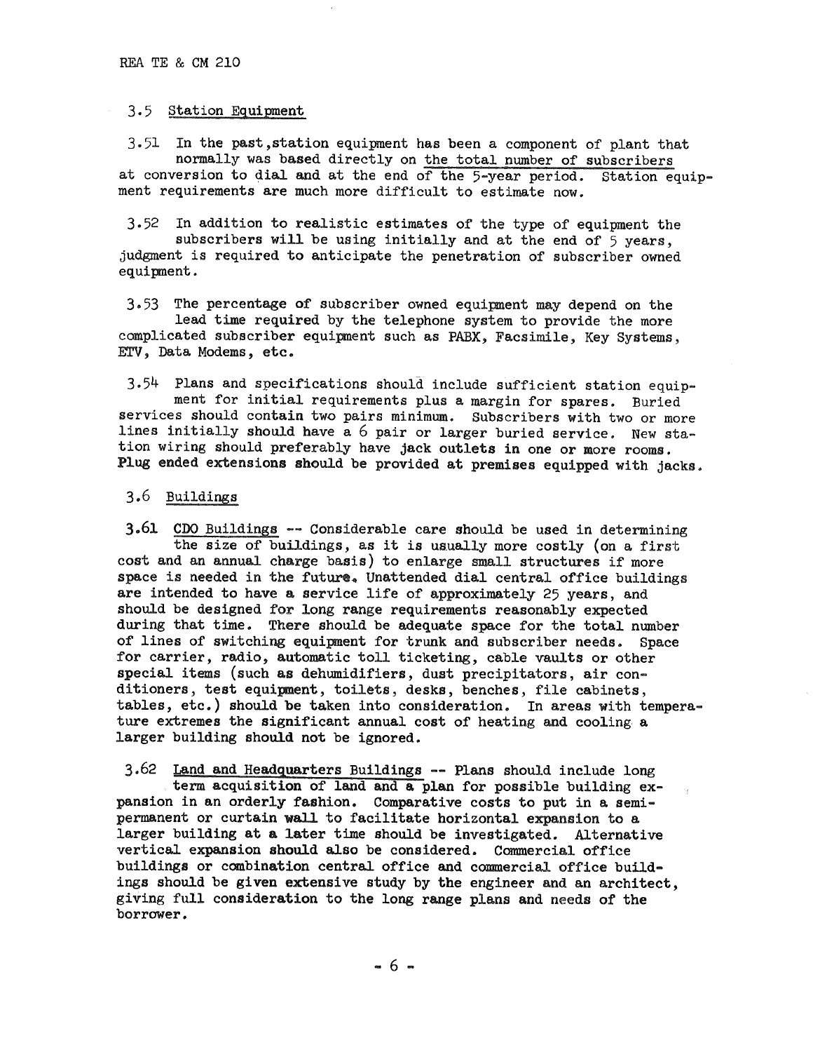### 3.5 Station Equipment

3.51 In the past, station equipment has been a component of plant that normally was based directly on the total number of subscribers at conversion to dial and at the end of the 5-year period. Station equipment requirements are much more difficult to estimate now.

3.52 In addition to realistic estimates of the type of equipment the subscribers will be using initially and at the end of 5 years, judgment is required to anticipate the penetration of subscriber owned equipment.

3.53 The percentage of subscriber owned equipment may depend on the lead time required by the telephone system to provide the more complicated subscriber equipment such as PABX, Facsimile, Key Systems, ETV, Data Modems, etc.

3.54 Plans and specifications should include sufficient station equipment for initial requirements plus a margin for spares. Buried services should contain two pairs minimum. Subscribers with two or more lines initially should have a 6 pair or larger buried service. New station wiring should preferably have jack outlets in one or more rooms. Plug ended extensions should be provided at premises equipped with jacks.

### 3.6 Buildings

3.61 CDO Buildings -- Considerable care should be used in determining the size of buildings, as it is usually more costly (on a first cost and an annual charge basis) to enlarge small structures if more space is needed in the future. Unattended dial central office buildings are intended to have a service life of approximately 25 years, and should be designed for long range requirements reasonably expected during that time. There should be adequate space for the total number of lines of switching equipment for trunk and subscriber needs. Space for carrier, radio, automatic toll ticketing, cable vaults or other special items (such as dehumidifiers, dust precipitators, air conditioners, test equipment, toilets, desks, benches, file cabinets, tables, etc.) should be taken into consideration. In areas with temperature extremes the significant annual cost of heating and cooling a larger building should not be ignored.

3.62 Land and Headquarters Buildings -- Plans should include long term acquisition of land and a plan for possible building expansion in an orderly fashion. Comparative costs to put in a semi-permanent or curtain wall to facilitate horizontal expansion to a larger building at a later time should be investigated. Alternative vertical expansion should also be considered. Commercial office buildings or combination central office and commercial office buildings should be given extensive study by the engineer and an architect, giving full consideration to the long range plans and needs of the borrower.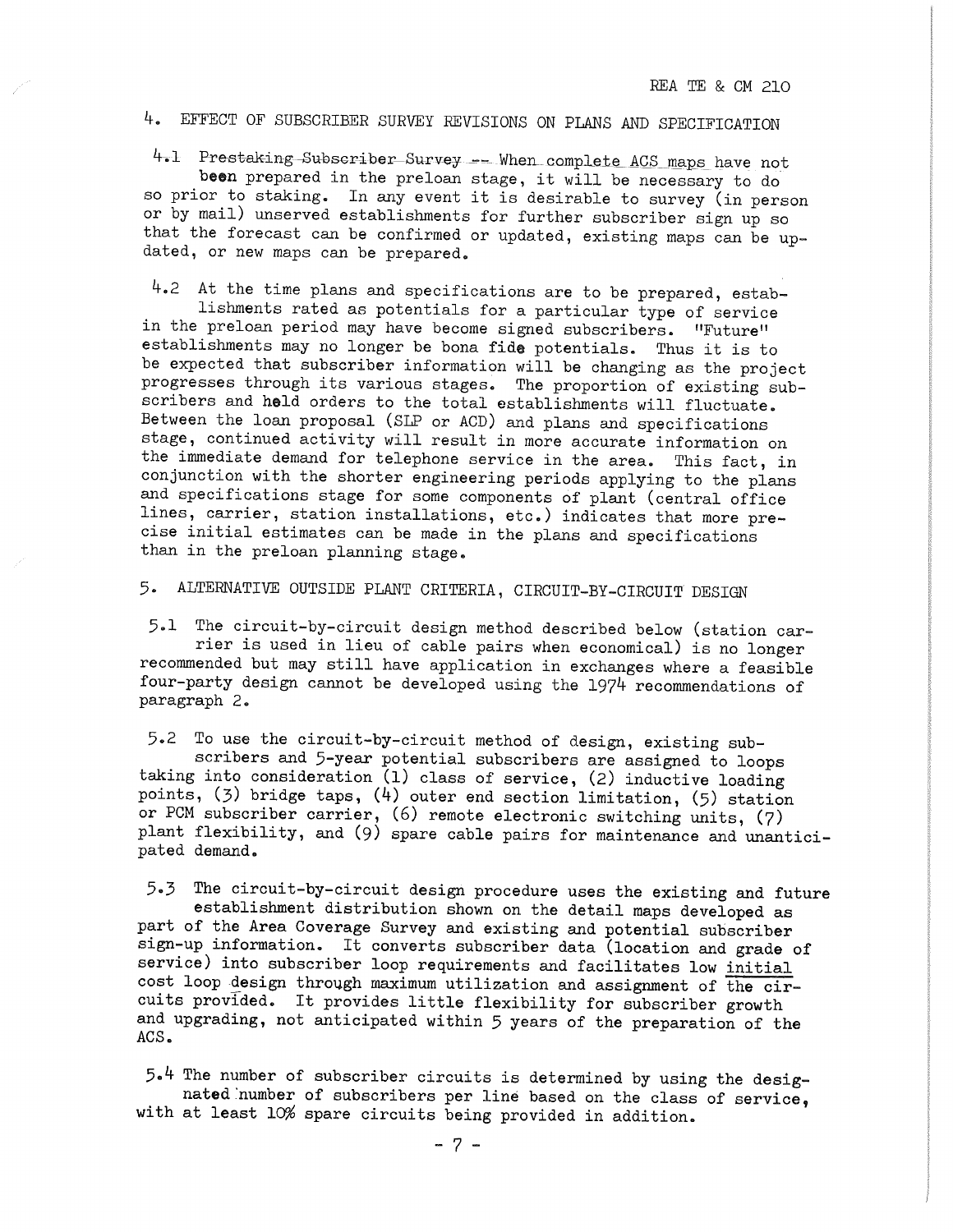## 4. EFFECT OF SUBSCRIBER SURVEY REVISIONS ON PLANS AND SPECIFICATION

4.1 Prestaking Subscriber Survey -- When complete ACS maps have not been prepared in the preloan stage, it will be necessary to do so prior to staking. In any event it is desirable to survey (in person or by mail) unserved establishments for further subscriber sign up so that the forecast can be confirmed or updated, existing maps can be updated, or new maps can be prepared.

4.2 At the time plans and specifications are to be prepared, establishments rated as potentials for a particular type of service in the preloan period may have become signed subscribers. "Future" establishments may no longer be bona fide potentials. Thus it is to be expected that subscriber information will be changing as the project progresses through its various stages. The proportion of existing subscribers and held orders to the total establishments will fluctuate. Between the loan proposal (SLP or ACD) and plans and specifications stage, continued activity will result in more accurate information on the immediate demand for telephone service in the area. This fact, in conjunction with the shorter engineering periods applying to the plans and specifications stage for some components of plant (central office lines, carrier, station installations, etc.) indicates that more precise initial estimates can be made in the plans and specifications than in the preloan planning stage.

## 5. ALTERNATIVE OUTSIDE PLANT CRITERIA, CIRCUIT-BY-CIRCUIT DESIGN

5.1 The circuit-by-circuit design method described below (station carrier is used in lieu of cable pairs when economical) is no longer recommended but may still have application in exchanges where a feasible four-party design cannot be developed using the 1974 recommendations of paragraph 2.

5.2 To use the circuit-by-circuit method of design, existing subscribers and 5-year potential subscribers are assigned to loops taking into consideration (1) class of service, (2) inductive loading points, (3) bridge taps, (4) outer end section limitation, (5) station or PCM subscriber carrier, (6) remote electronic switching units, (7) plant flexibility, and (9) spare cable pairs for maintenance and unanticipated demand.

5.3 The circuit-by-circuit design procedure uses the existing and future establishment distribution shown on the detail maps developed as part of the Area Coverage Survey and existing and potential subscriber sign-up information. It converts subscriber data (location and grade of service) into subscriber loop requirements and facilitates low initial cost loop design through maximum utilization and assignment of the circuits provided. It provides little flexibility for subscriber growth and upgrading, not anticipated within 5 years of the preparation of the ACS.

5.4 The number of subscriber circuits is determined by using the designated number of subscribers per line based on the class of service, with at least 10% spare circuits being provided in addition.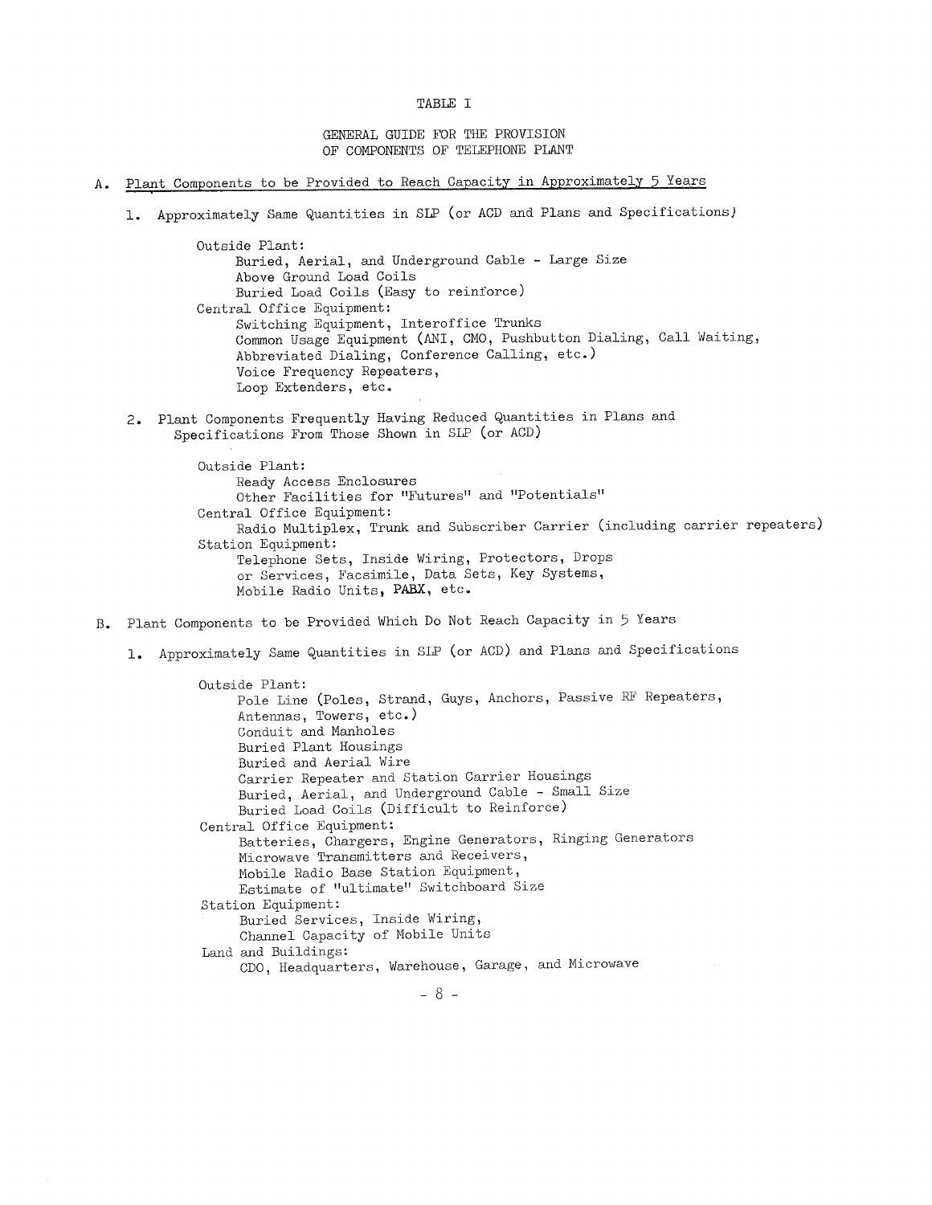# TABLE I

## GENERAL GUIDE FOR THE PROVISION OF COMPONENTS OF TELEPHONE PLANT

A. Plant Components to be Provided to Reach Capacity in Approximately 5 Years

1. Approximately Same Quantities in SLP (or ACD and Plans and Specifications)

   Outside Plant:
   - Buried, Aerial, and Underground Cable - Large Size
   - Above Ground Load Coils
   - Buried Load Coils (Easy to reinforce)

   Central Office Equipment:
   - Switching Equipment, Interoffice Trunks
   - Common Usage Equipment (ANI, CMO, Pushbutton Dialing, Call Waiting, Abbreviated Dialing, Conference Calling, etc.)
   - Voice Frequency Repeaters,
   - Loop Extenders, etc.

2. Plant Components Frequently Having Reduced Quantities in Plans and Specifications From Those Shown in SLP (or ACD)

   Outside Plant:
   - Ready Access Enclosures
   - Other Facilities for "Futures" and "Potentials"

   Central Office Equipment:
   - Radio Multiplex, Trunk and Subscriber Carrier (including carrier repeaters)

   Station Equipment:
   - Telephone Sets, Inside Wiring, Protectors, Drops or Services, Facsimile, Data Sets, Key Systems, Mobile Radio Units, PABX, etc.

B. Plant Components to be Provided Which Do Not Reach Capacity in 5 Years

1. Approximately Same Quantities in SLP (or ACD) and Plans and Specifications

   Outside Plant:
   - Pole Line (Poles, Strand, Guys, Anchors, Passive RF Repeaters, Antennas, Towers, etc.)
   - Conduit and Manholes
   - Buried Plant Housings
   - Buried and Aerial Wire
   - Carrier Repeater and Station Carrier Housings
   - Buried, Aerial, and Underground Cable - Small Size
   - Buried Load Coils (Difficult to Reinforce)

   Central Office Equipment:
   - Batteries, Chargers, Engine Generators, Ringing Generators
   - Microwave Transmitters and Receivers,
   - Mobile Radio Base Station Equipment,
   - Estimate of "ultimate" Switchboard Size

   Station Equipment:
   - Buried Services, Inside Wiring,
   - Channel Capacity of Mobile Units

   Land and Buildings:
   - CDO, Headquarters, Warehouse, Garage, and Microwave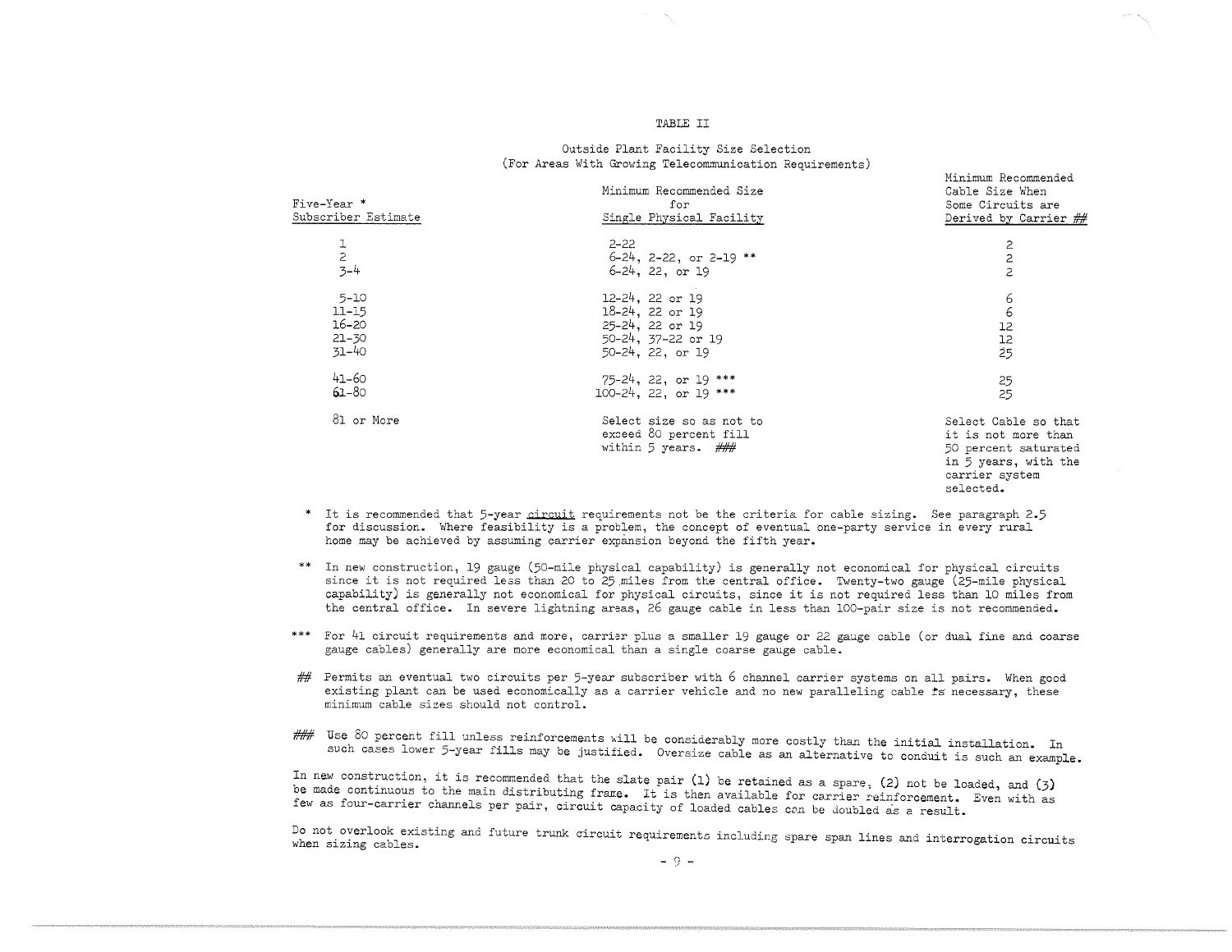TABLE II

Outside Plant Facility Size Selection
(For Areas With Growing Telecommunication Requirements)

| Five-Year * Subscriber Estimate | Minimum Recommended Size for Single Physical Facility | Minimum Recommended Cable Size When Some Circuits are Derived by Carrier ## |
|---|---|---|
| 1 | 2-22 | 2 |
| 2 | 6-24, 2-22, or 2-19 ** | 2 |
| 3-4 | 6-24, 22, or 19 | 2 |
| 5-10 | 12-24, 22 or 19 | 6 |
| 11-15 | 18-24, 22 or 19 | 6 |
| 16-20 | 25-24, 22 or 19 | 12 |
| 21-30 | 50-24, 37-22 or 19 | 12 |
| 31-40 | 50-24, 22, or 19 | 25 |
| 41-60 | 75-24, 22, or 19 *** | 25 |
| 61-80 | 100-24, 22, or 19 *** | 25 |
| 81 or More | Select size so as not to exceed 80 percent fill within 5 years. ### | Select Cable so that it is not more than 50 percent saturated in 5 years, with the carrier system selected. |

\* It is recommended that 5-year circuit requirements not be the criteria for cable sizing. See paragraph 2.5 for discussion. Where feasibility is a problem, the concept of eventual one-party service in every rural home may be achieved by assuming carrier expansion beyond the fifth year.

\*\* In new construction, 19 gauge (50-mile physical capability) is generally not economical for physical circuits since it is not required less than 20 to 25 miles from the central office. Twenty-two gauge (25-mile physical capability) is generally not economical for physical circuits, since it is not required less than 10 miles from the central office. In severe lightning areas, 26 gauge cable in less than 100-pair size is not recommended.

\*\*\* For 41 circuit requirements and more, carrier plus a smaller 19 gauge or 22 gauge cable (or dual fine and coarse gauge cables) generally are more economical than a single coarse gauge cable.

## Permits an eventual two circuits per 5-year subscriber with 6 channel carrier systems on all pairs. When good existing plant can be used economically as a carrier vehicle and no new paralleling cable is necessary, these minimum cable sizes should not control.

### Use 80 percent fill unless reinforcements will be considerably more costly than the initial installation. In such cases lower 5-year fills may be justified. Oversize cable as an alternative to conduit is such an example.

In new construction, it is recommended that the slate pair (1) be retained as a spare, (2) not be loaded, and (3) be made continuous to the main distributing frame. It is then available for carrier reinforcement. Even with as few as four-carrier channels per pair, circuit capacity of loaded cables can be doubled as a result.

Do not overlook existing and future trunk circuit requirements including spare span lines and interrogation circuits when sizing cables.